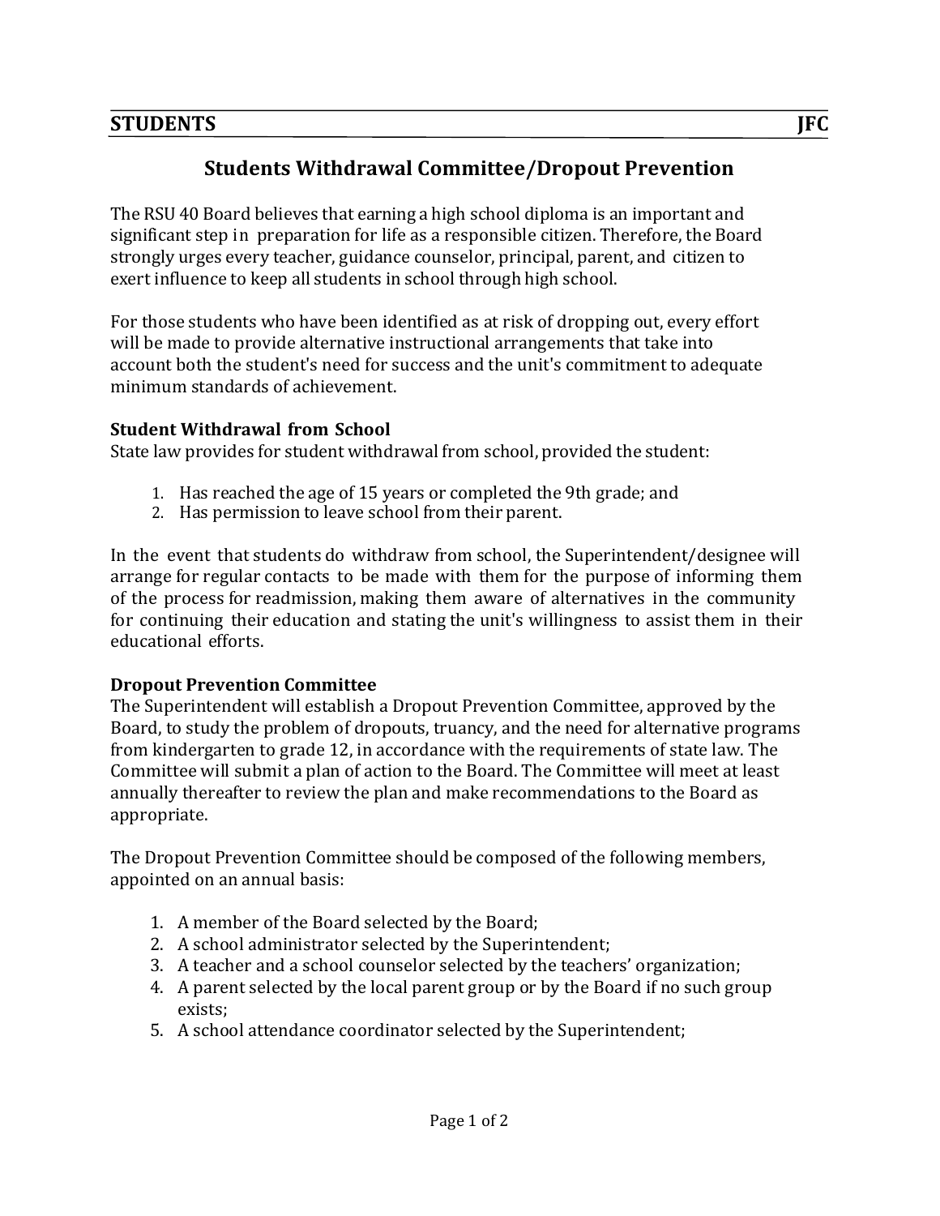**STUDENTS** **JFC**

# Students Withdrawal Committee/Dropout Prevention

The RSU 40 Board believes that earning a high school diploma is an important and significant step in preparation for life as a responsible citizen. Therefore, the Board strongly urges every teacher, guidance counselor, principal, parent, and citizen to exert influence to keep all students in school through high school.

For those students who have been identified as at risk of dropping out, every effort will be made to provide alternative instructional arrangements that take into account both the student's need for success and the unit's commitment to adequate minimum standards of achievement.

### Student Withdrawal from School

State law provides for student withdrawal from school, provided the student:

1. Has reached the age of 15 years or completed the 9th grade; and
2. Has permission to leave school from their parent.

In the event that students do withdraw from school, the Superintendent/designee will arrange for regular contacts to be made with them for the purpose of informing them of the process for readmission, making them aware of alternatives in the community for continuing their education and stating the unit's willingness to assist them in their educational efforts.

### Dropout Prevention Committee

The Superintendent will establish a Dropout Prevention Committee, approved by the Board, to study the problem of dropouts, truancy, and the need for alternative programs from kindergarten to grade 12, in accordance with the requirements of state law. The Committee will submit a plan of action to the Board. The Committee will meet at least annually thereafter to review the plan and make recommendations to the Board as appropriate.

The Dropout Prevention Committee should be composed of the following members, appointed on an annual basis:

1. A member of the Board selected by the Board;
2. A school administrator selected by the Superintendent;
3. A teacher and a school counselor selected by the teachers' organization;
4. A parent selected by the local parent group or by the Board if no such group exists;
5. A school attendance coordinator selected by the Superintendent;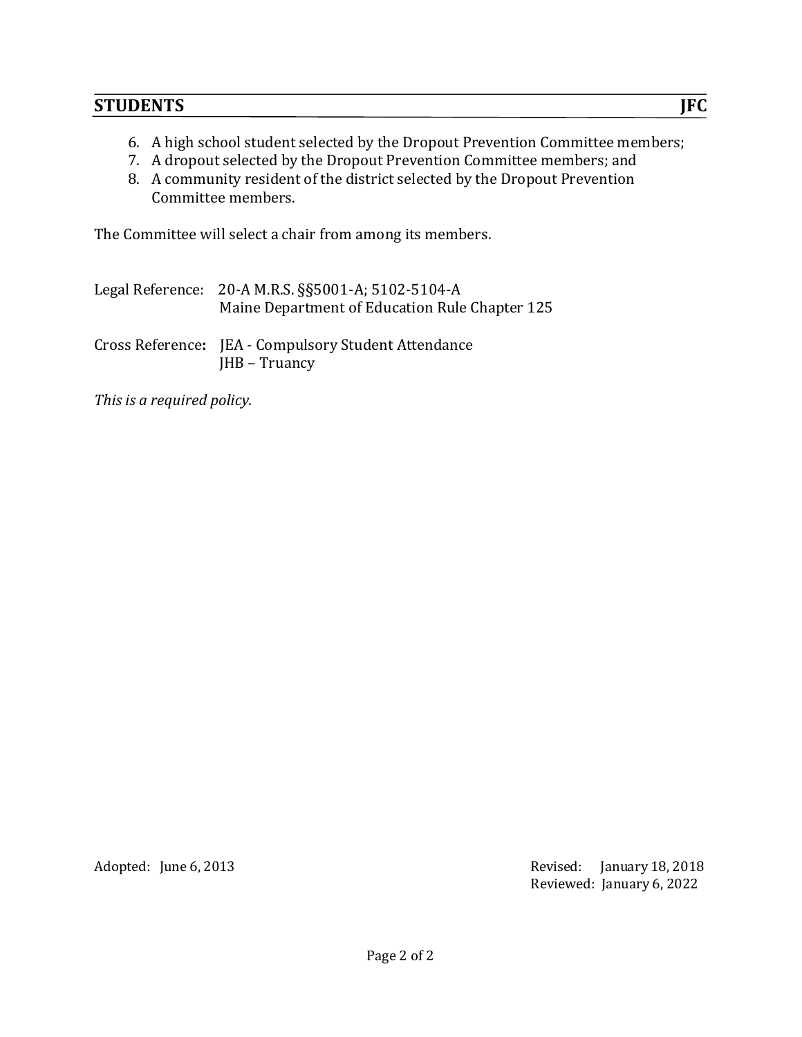6. A high school student selected by the Dropout Prevention Committee members;
7. A dropout selected by the Dropout Prevention Committee members; and
8. A community resident of the district selected by the Dropout Prevention Committee members.

The Committee will select a chair from among its members.

Legal Reference: 20-A M.R.S. §§5001-A; 5102-5104-A
Maine Department of Education Rule Chapter 125

Cross Reference**:** JEA - Compulsory Student Attendance
JHB – Truancy

*This is a required policy.*

Adopted: June 6, 2013

Revised: January 18, 2018
Reviewed: January 6, 2022